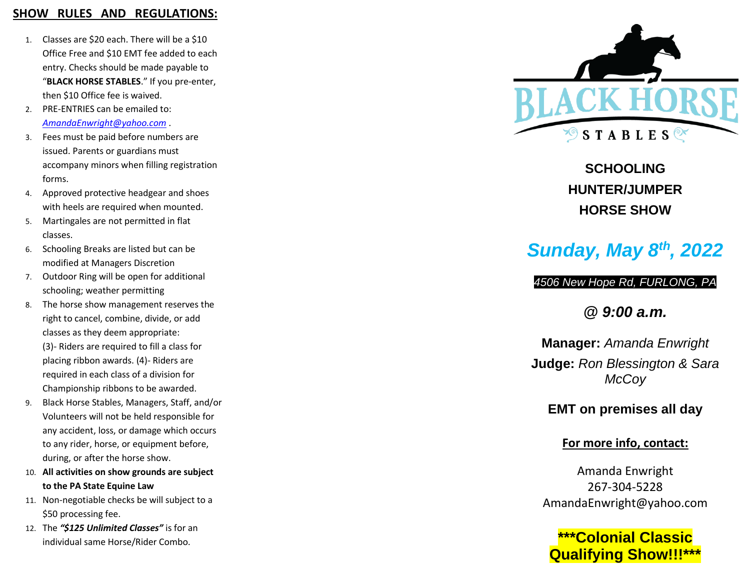## SHOW RULES AND REGULATIONS:

1. Classes are $20 each. There will be a $10 Office Free and $10 EMT fee added to each entry. Checks should be made payable to "**BLACK HORSE STABLES**." If you pre-enter, then $10 Office fee is waived.
2. PRE-ENTRIES can be emailed to: *AmandaEnwright@yahoo.com* .
3. Fees must be paid before numbers are issued. Parents or guardians must accompany minors when filling registration forms.
4. Approved protective headgear and shoes with heels are required when mounted.
5. Martingales are not permitted in flat classes.
6. Schooling Breaks are listed but can be modified at Managers Discretion
7. Outdoor Ring will be open for additional schooling; weather permitting
8. The horse show management reserves the right to cancel, combine, divide, or add classes as they deem appropriate: (3)- Riders are required to fill a class for placing ribbon awards. (4)- Riders are required in each class of a division for Championship ribbons to be awarded.
9. Black Horse Stables, Managers, Staff, and/or Volunteers will not be held responsible for any accident, loss, or damage which occurs to any rider, horse, or equipment before, during, or after the horse show.
10. **All activities on show grounds are subject to the PA State Equine Law**
11. Non-negotiable checks be will subject to a $50 processing fee.
12. The ***"$125 Unlimited Classes"*** is for an individual same Horse/Rider Combo.

BLACK HORSE STABLES

# SCHOOLING HUNTER/JUMPER HORSE SHOW

## *Sunday, May 8th, 2022*

*4506 New Hope Rd, FURLONG, PA*

***@ 9:00 a.m.***

**Manager:** *Amanda Enwright*

**Judge:** *Ron Blessington & Sara McCoy*

**EMT on premises all day**

**For more info, contact:**

Amanda Enwright
267-304-5228
AmandaEnwright@yahoo.com

**\*\*\*Colonial Classic Qualifying Show!!!\*\*\***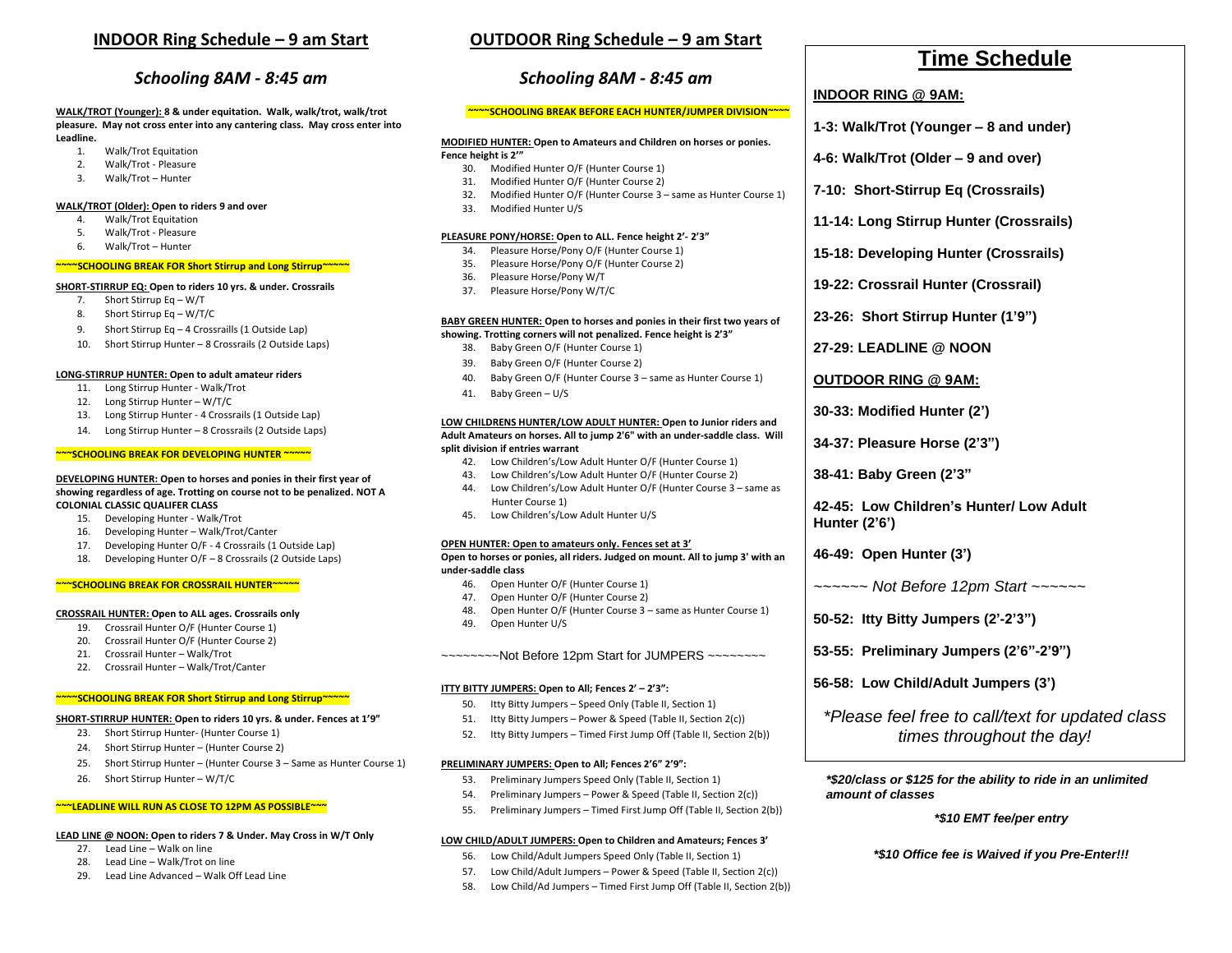## INDOOR Ring Schedule – 9 am Start

### *Schooling 8AM - 8:45 am*

**WALK/TROT (Younger): 8 & under equitation. Walk, walk/trot, walk/trot pleasure. May not cross enter into any cantering class. May cross enter into Leadline.**

1. Walk/Trot Equitation
2. Walk/Trot - Pleasure
3. Walk/Trot – Hunter

**WALK/TROT (Older): Open to riders 9 and over**

4. Walk/Trot Equitation
5. Walk/Trot - Pleasure
6. Walk/Trot – Hunter

**~~~~SCHOOLING BREAK FOR Short Stirrup and Long Stirrup~~~~~**

**SHORT-STIRRUP EQ: Open to riders 10 yrs. & under. Crossrails**

7. Short Stirrup Eq – W/T
8. Short Stirrup Eq – W/T/C
9. Short Stirrup Eq – 4 Crossraills (1 Outside Lap)
10. Short Stirrup Hunter – 8 Crossrails (2 Outside Laps)

**LONG-STIRRUP HUNTER: Open to adult amateur riders**

11. Long Stirrup Hunter - Walk/Trot
12. Long Stirrup Hunter – W/T/C
13. Long Stirrup Hunter - 4 Crossrails (1 Outside Lap)
14. Long Stirrup Hunter – 8 Crossrails (2 Outside Laps)

**~~~SCHOOLING BREAK FOR DEVELOPING HUNTER ~~~~~**

**DEVELOPING HUNTER: Open to horses and ponies in their first year of showing regardless of age. Trotting on course not to be penalized. NOT A COLONIAL CLASSIC QUALIFER CLASS**

15. Developing Hunter - Walk/Trot
16. Developing Hunter – Walk/Trot/Canter
17. Developing Hunter O/F - 4 Crossrails (1 Outside Lap)
18. Developing Hunter O/F – 8 Crossrails (2 Outside Laps)

**~~~SCHOOLING BREAK FOR CROSSRAIL HUNTER~~~~~**

**CROSSRAIL HUNTER: Open to ALL ages. Crossrails only**

19. Crossrail Hunter O/F (Hunter Course 1)
20. Crossrail Hunter O/F (Hunter Course 2)
21. Crossrail Hunter – Walk/Trot
22. Crossrail Hunter – Walk/Trot/Canter

**~~~~SCHOOLING BREAK FOR Short Stirrup and Long Stirrup~~~~~**

**SHORT-STIRRUP HUNTER: Open to riders 10 yrs. & under. Fences at 1'9"**

23. Short Stirrup Hunter- (Hunter Course 1)
24. Short Stirrup Hunter – (Hunter Course 2)
25. Short Stirrup Hunter – (Hunter Course 3 – Same as Hunter Course 1)
26. Short Stirrup Hunter – W/T/C

**~~~LEADLINE WILL RUN AS CLOSE TO 12PM AS POSSIBLE~~~**

**LEAD LINE @ NOON: Open to riders 7 & Under. May Cross in W/T Only**

27. Lead Line – Walk on line
28. Lead Line – Walk/Trot on line
29. Lead Line Advanced – Walk Off Lead Line

## OUTDOOR Ring Schedule – 9 am Start

### *Schooling 8AM - 8:45 am*

**~~~~SCHOOLING BREAK BEFORE EACH HUNTER/JUMPER DIVISION~~~~**

**MODIFIED HUNTER: Open to Amateurs and Children on horses or ponies. Fence height is 2'"**

30. Modified Hunter O/F (Hunter Course 1)
31. Modified Hunter O/F (Hunter Course 2)
32. Modified Hunter O/F (Hunter Course 3 – same as Hunter Course 1)
33. Modified Hunter U/S

**PLEASURE PONY/HORSE: Open to ALL. Fence height 2'- 2'3"**

34. Pleasure Horse/Pony O/F (Hunter Course 1)
35. Pleasure Horse/Pony O/F (Hunter Course 2)
36. Pleasure Horse/Pony W/T
37. Pleasure Horse/Pony W/T/C

**BABY GREEN HUNTER: Open to horses and ponies in their first two years of showing. Trotting corners will not penalized. Fence height is 2'3"**

38. Baby Green O/F (Hunter Course 1)
39. Baby Green O/F (Hunter Course 2)
40. Baby Green O/F (Hunter Course 3 – same as Hunter Course 1)
41. Baby Green – U/S

**LOW CHILDRENS HUNTER/LOW ADULT HUNTER: Open to Junior riders and Adult Amateurs on horses. All to jump 2'6" with an under-saddle class. Will split division if entries warrant**

42. Low Children's/Low Adult Hunter O/F (Hunter Course 1)
43. Low Children's/Low Adult Hunter O/F (Hunter Course 2)
44. Low Children's/Low Adult Hunter O/F (Hunter Course 3 – same as Hunter Course 1)
45. Low Children's/Low Adult Hunter U/S

**OPEN HUNTER: Open to amateurs only. Fences set at 3'**
**Open to horses or ponies, all riders. Judged on mount. All to jump 3' with an under-saddle class**

46. Open Hunter O/F (Hunter Course 1)
47. Open Hunter O/F (Hunter Course 2)
48. Open Hunter O/F (Hunter Course 3 – same as Hunter Course 1)
49. Open Hunter U/S

~~~~~~~~Not Before 12pm Start for JUMPERS ~~~~~~~~

**ITTY BITTY JUMPERS: Open to All; Fences 2' – 2'3":**

50. Itty Bitty Jumpers – Speed Only (Table II, Section 1)
51. Itty Bitty Jumpers – Power & Speed (Table II, Section 2(c))
52. Itty Bitty Jumpers – Timed First Jump Off (Table II, Section 2(b))

**PRELIMINARY JUMPERS: Open to All; Fences 2'6" 2'9":**

53. Preliminary Jumpers Speed Only (Table II, Section 1)
54. Preliminary Jumpers – Power & Speed (Table II, Section 2(c))
55. Preliminary Jumpers – Timed First Jump Off (Table II, Section 2(b))

**LOW CHILD/ADULT JUMPERS: Open to Children and Amateurs; Fences 3'**

56. Low Child/Adult Jumpers Speed Only (Table II, Section 1)
57. Low Child/Adult Jumpers – Power & Speed (Table II, Section 2(c))
58. Low Child/Ad Jumpers – Timed First Jump Off (Table II, Section 2(b))

## Time Schedule

**INDOOR RING @ 9AM:**

**1-3: Walk/Trot (Younger – 8 and under)**

**4-6: Walk/Trot (Older – 9 and over)**

**7-10: Short-Stirrup Eq (Crossrails)**

**11-14: Long Stirrup Hunter (Crossrails)**

**15-18: Developing Hunter (Crossrails)**

**19-22: Crossrail Hunter (Crossrail)**

**23-26: Short Stirrup Hunter (1'9")**

**27-29: LEADLINE @ NOON**

**OUTDOOR RING @ 9AM:**

**30-33: Modified Hunter (2')**

**34-37: Pleasure Horse (2'3")**

**38-41: Baby Green (2'3"**

**42-45: Low Children's Hunter/ Low Adult Hunter (2'6')**

**46-49: Open Hunter (3')**

*~~~~~~ Not Before 12pm Start ~~~~~~*

**50-52: Itty Bitty Jumpers (2'-2'3")**

**53-55: Preliminary Jumpers (2'6"-2'9")**

**56-58: Low Child/Adult Jumpers (3')**

*\*Please feel free to call/text for updated class times throughout the day!*

***$20/class or $125 for the ability to ride in an unlimited amount of classes***

***$10 EMT fee/per entry***

***$10 Office fee is Waived if you Pre-Enter!!!***